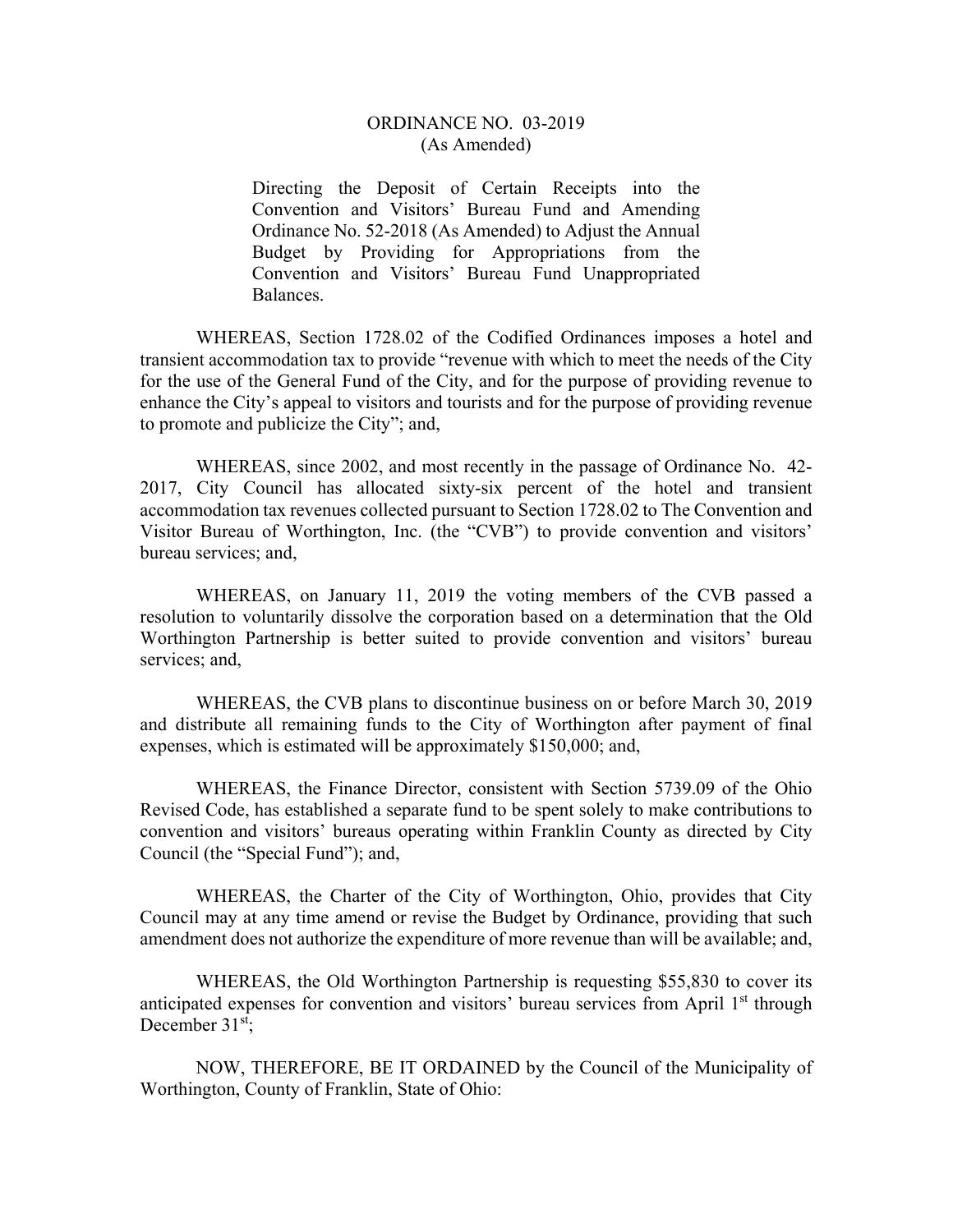# ORDINANCE NO. 03-2019
(As Amended)

Directing the Deposit of Certain Receipts into the Convention and Visitors' Bureau Fund and Amending Ordinance No. 52-2018 (As Amended) to Adjust the Annual Budget by Providing for Appropriations from the Convention and Visitors' Bureau Fund Unappropriated Balances.

WHEREAS, Section 1728.02 of the Codified Ordinances imposes a hotel and transient accommodation tax to provide "revenue with which to meet the needs of the City for the use of the General Fund of the City, and for the purpose of providing revenue to enhance the City's appeal to visitors and tourists and for the purpose of providing revenue to promote and publicize the City"; and,

WHEREAS, since 2002, and most recently in the passage of Ordinance No. 42-2017, City Council has allocated sixty-six percent of the hotel and transient accommodation tax revenues collected pursuant to Section 1728.02 to The Convention and Visitor Bureau of Worthington, Inc. (the "CVB") to provide convention and visitors' bureau services; and,

WHEREAS, on January 11, 2019 the voting members of the CVB passed a resolution to voluntarily dissolve the corporation based on a determination that the Old Worthington Partnership is better suited to provide convention and visitors' bureau services; and,

WHEREAS, the CVB plans to discontinue business on or before March 30, 2019 and distribute all remaining funds to the City of Worthington after payment of final expenses, which is estimated will be approximately $150,000; and,

WHEREAS, the Finance Director, consistent with Section 5739.09 of the Ohio Revised Code, has established a separate fund to be spent solely to make contributions to convention and visitors' bureaus operating within Franklin County as directed by City Council (the "Special Fund"); and,

WHEREAS, the Charter of the City of Worthington, Ohio, provides that City Council may at any time amend or revise the Budget by Ordinance, providing that such amendment does not authorize the expenditure of more revenue than will be available; and,

WHEREAS, the Old Worthington Partnership is requesting $55,830 to cover its anticipated expenses for convention and visitors' bureau services from April 1st through December 31st;

NOW, THEREFORE, BE IT ORDAINED by the Council of the Municipality of Worthington, County of Franklin, State of Ohio: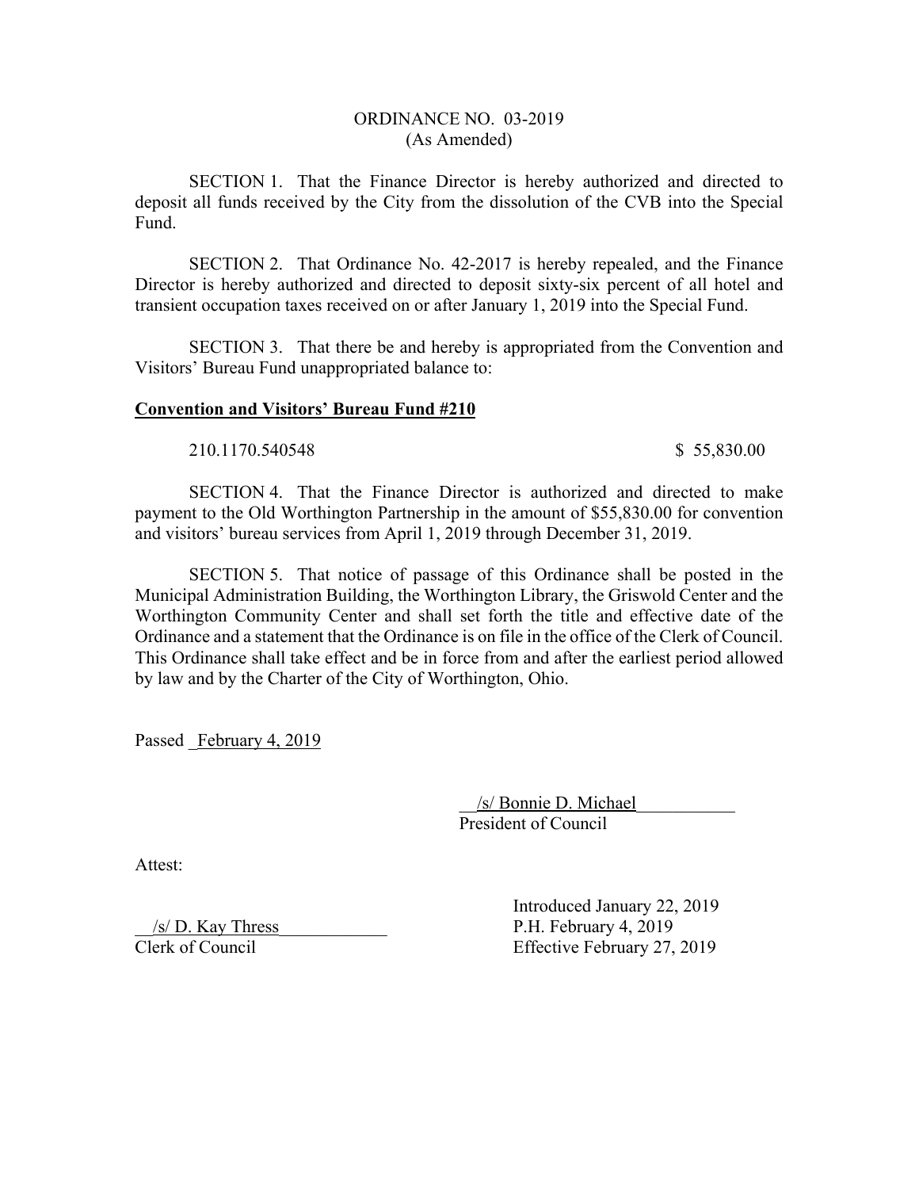ORDINANCE NO. 03-2019
(As Amended)

SECTION 1. That the Finance Director is hereby authorized and directed to deposit all funds received by the City from the dissolution of the CVB into the Special Fund.

SECTION 2. That Ordinance No. 42-2017 is hereby repealed, and the Finance Director is hereby authorized and directed to deposit sixty-six percent of all hotel and transient occupation taxes received on or after January 1, 2019 into the Special Fund.

SECTION 3. That there be and hereby is appropriated from the Convention and Visitors' Bureau Fund unappropriated balance to:

**Convention and Visitors' Bureau Fund #210**

| | |
|---|---|
| 210.1170.540548 | $ 55,830.00 |

SECTION 4. That the Finance Director is authorized and directed to make payment to the Old Worthington Partnership in the amount of $55,830.00 for convention and visitors' bureau services from April 1, 2019 through December 31, 2019.

SECTION 5. That notice of passage of this Ordinance shall be posted in the Municipal Administration Building, the Worthington Library, the Griswold Center and the Worthington Community Center and shall set forth the title and effective date of the Ordinance and a statement that the Ordinance is on file in the office of the Clerk of Council. This Ordinance shall take effect and be in force from and after the earliest period allowed by law and by the Charter of the City of Worthington, Ohio.

Passed February 4, 2019

/s/ Bonnie D. Michael
President of Council

Attest:

/s/ D. Kay Thress
Clerk of Council

Introduced January 22, 2019
P.H. February 4, 2019
Effective February 27, 2019